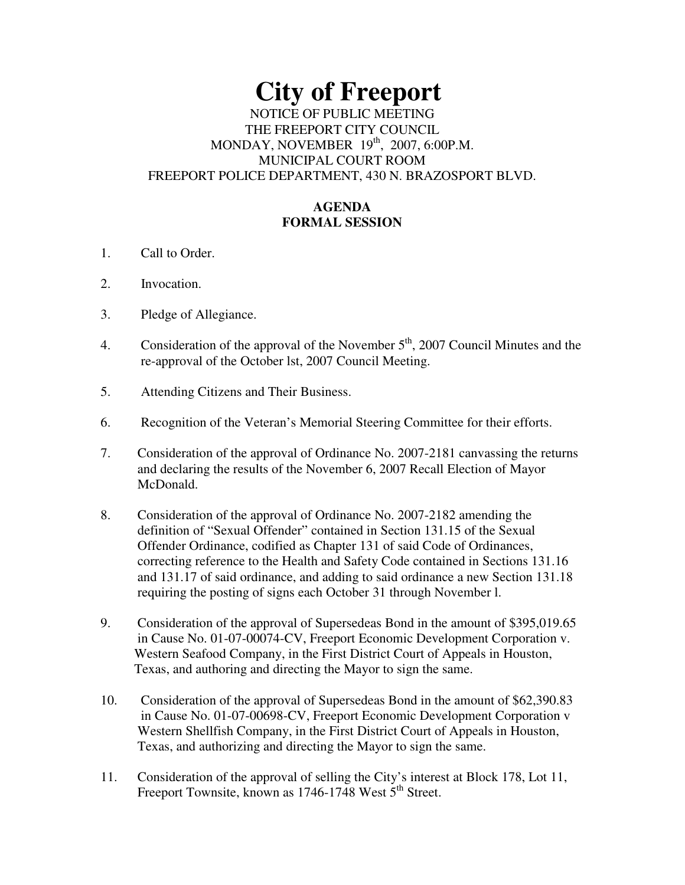# City of Freeport

NOTICE OF PUBLIC MEETING
THE FREEPORT CITY COUNCIL
MONDAY, NOVEMBER 19th, 2007, 6:00P.M.
MUNICIPAL COURT ROOM
FREEPORT POLICE DEPARTMENT, 430 N. BRAZOSPORT BLVD.

**AGENDA**
**FORMAL SESSION**

1. Call to Order.

2. Invocation.

3. Pledge of Allegiance.

4. Consideration of the approval of the November 5th, 2007 Council Minutes and the re-approval of the October lst, 2007 Council Meeting.

5. Attending Citizens and Their Business.

6. Recognition of the Veteran's Memorial Steering Committee for their efforts.

7. Consideration of the approval of Ordinance No. 2007-2181 canvassing the returns and declaring the results of the November 6, 2007 Recall Election of Mayor McDonald.

8. Consideration of the approval of Ordinance No. 2007-2182 amending the definition of "Sexual Offender" contained in Section 131.15 of the Sexual Offender Ordinance, codified as Chapter 131 of said Code of Ordinances, correcting reference to the Health and Safety Code contained in Sections 131.16 and 131.17 of said ordinance, and adding to said ordinance a new Section 131.18 requiring the posting of signs each October 31 through November l.

9. Consideration of the approval of Supersedeas Bond in the amount of $395,019.65 in Cause No. 01-07-00074-CV, Freeport Economic Development Corporation v. Western Seafood Company, in the First District Court of Appeals in Houston, Texas, and authoring and directing the Mayor to sign the same.

10. Consideration of the approval of Supersedeas Bond in the amount of $62,390.83 in Cause No. 01-07-00698-CV, Freeport Economic Development Corporation v Western Shellfish Company, in the First District Court of Appeals in Houston, Texas, and authorizing and directing the Mayor to sign the same.

11. Consideration of the approval of selling the City's interest at Block 178, Lot 11, Freeport Townsite, known as 1746-1748 West 5th Street.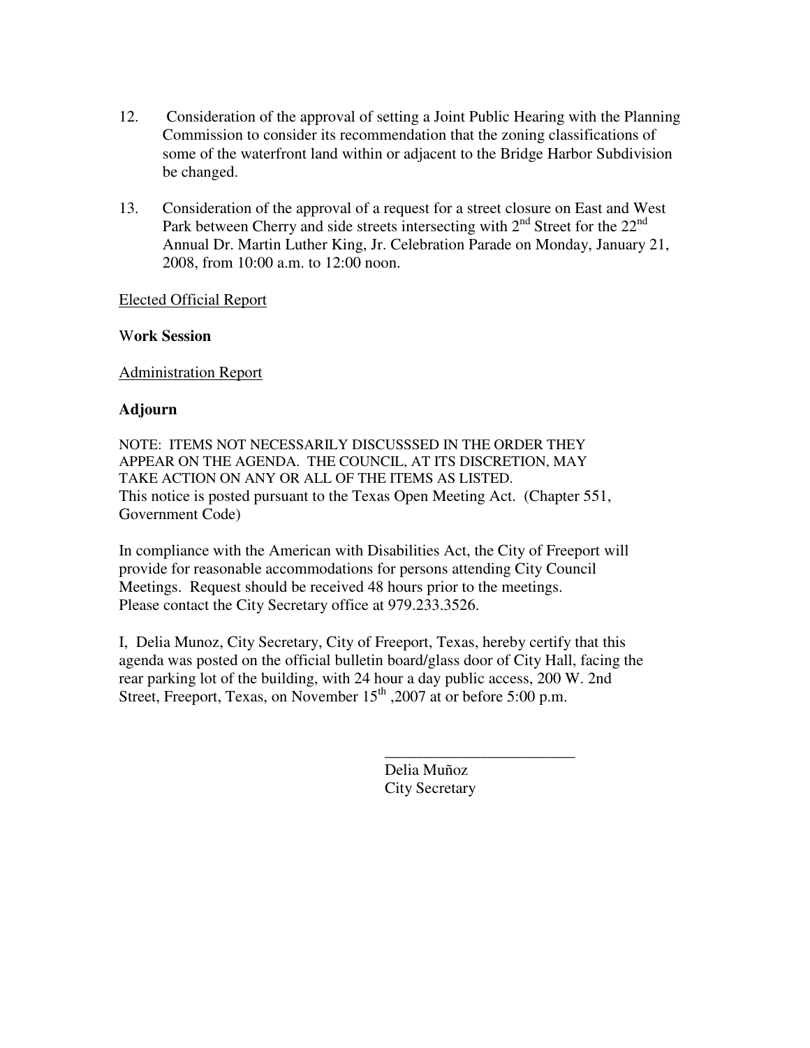12. Consideration of the approval of setting a Joint Public Hearing with the Planning Commission to consider its recommendation that the zoning classifications of some of the waterfront land within or adjacent to the Bridge Harbor Subdivision be changed.

13. Consideration of the approval of a request for a street closure on East and West Park between Cherry and side streets intersecting with 2nd Street for the 22nd Annual Dr. Martin Luther King, Jr. Celebration Parade on Monday, January 21, 2008, from 10:00 a.m. to 12:00 noon.

Elected Official Report

**Work Session**

Administration Report

**Adjourn**

NOTE: ITEMS NOT NECESSARILY DISCUSSSED IN THE ORDER THEY APPEAR ON THE AGENDA. THE COUNCIL, AT ITS DISCRETION, MAY TAKE ACTION ON ANY OR ALL OF THE ITEMS AS LISTED.
This notice is posted pursuant to the Texas Open Meeting Act. (Chapter 551, Government Code)

In compliance with the American with Disabilities Act, the City of Freeport will provide for reasonable accommodations for persons attending City Council Meetings. Request should be received 48 hours prior to the meetings. Please contact the City Secretary office at 979.233.3526.

I, Delia Munoz, City Secretary, City of Freeport, Texas, hereby certify that this agenda was posted on the official bulletin board/glass door of City Hall, facing the rear parking lot of the building, with 24 hour a day public access, 200 W. 2nd Street, Freeport, Texas, on November 15th ,2007 at or before 5:00 p.m.

\_\_\_\_\_\_\_\_\_\_\_\_\_\_\_\_\_\_\_\_\_\_\_\_\_

Delia Muñoz
City Secretary